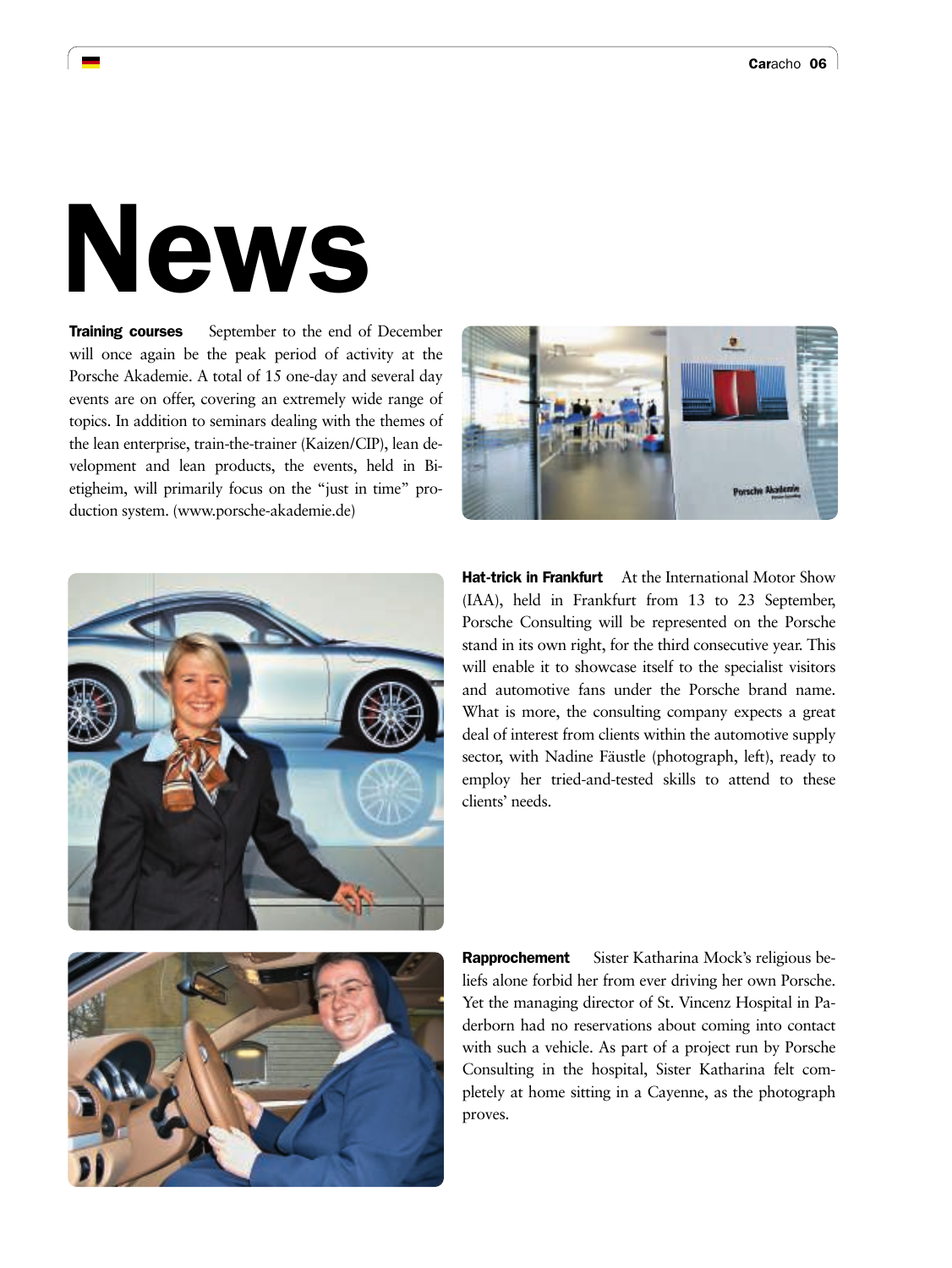# News

**Training courses** September to the end of December will once again be the peak period of activity at the Porsche Akademie. A total of 15 one-day and several day events are on offer, covering an extremely wide range of topics. In addition to seminars dealing with the themes of the lean enterprise, train-the-trainer (Kaizen/CIP), lean development and lean products, the events, held in Bietigheim, will primarily focus on the "just in time" production system. (www.porsche-akademie.de)

**Hat-trick in Frankfurt** At the International Motor Show (IAA), held in Frankfurt from 13 to 23 September, Porsche Consulting will be represented on the Porsche stand in its own right, for the third consecutive year. This will enable it to showcase itself to the specialist visitors and automotive fans under the Porsche brand name. What is more, the consulting company expects a great deal of interest from clients within the automotive supply sector, with Nadine Fäustle (photograph, left), ready to employ her tried-and-tested skills to attend to these clients' needs.

**Rapprochement** Sister Katharina Mock's religious beliefs alone forbid her from ever driving her own Porsche. Yet the managing director of St. Vincenz Hospital in Paderborn had no reservations about coming into contact with such a vehicle. As part of a project run by Porsche Consulting in the hospital, Sister Katharina felt completely at home sitting in a Cayenne, as the photograph proves.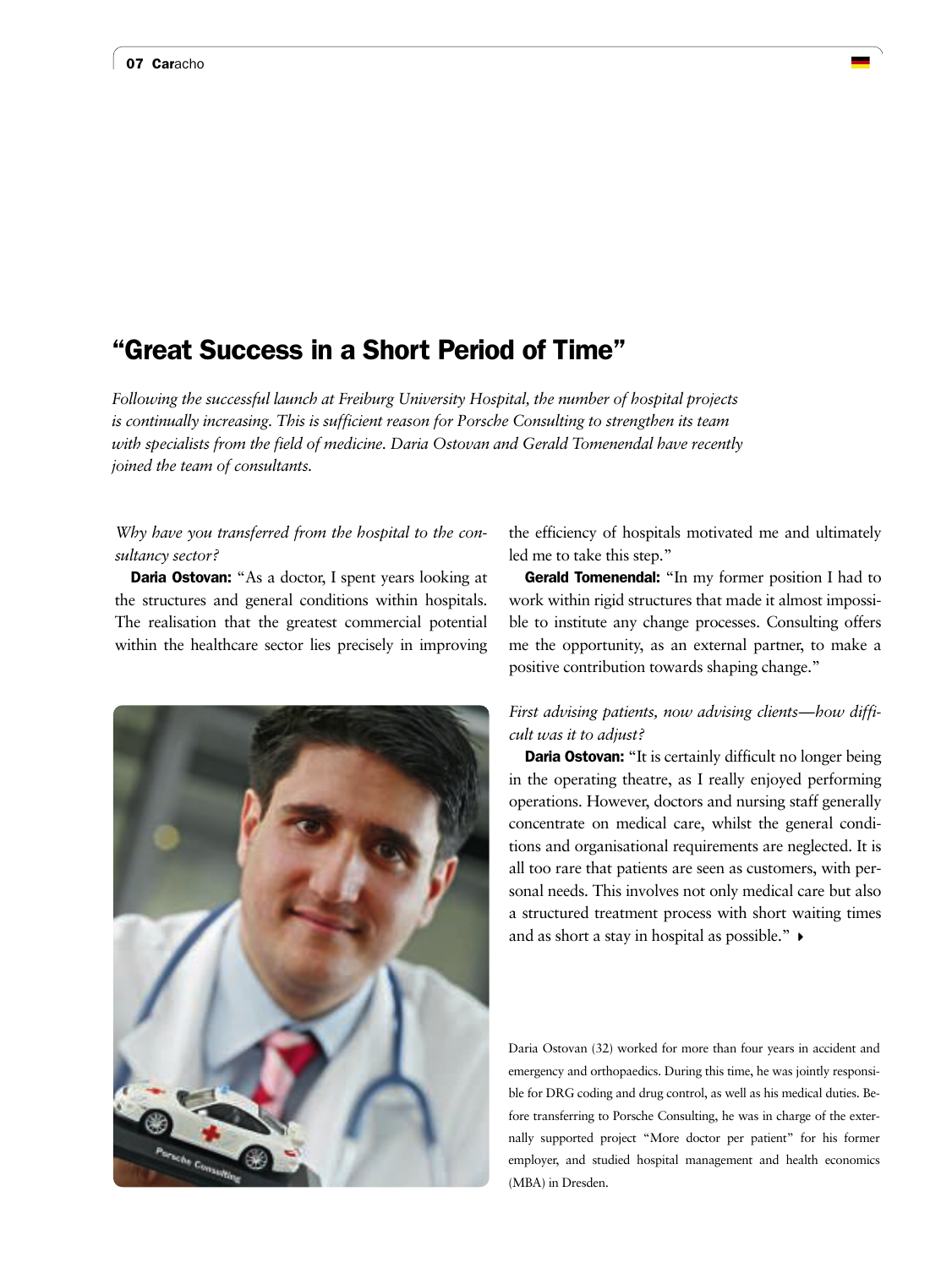# "Great Success in a Short Period of Time"

*Following the successful launch at Freiburg University Hospital, the number of hospital projects is continually increasing. This is sufficient reason for Porsche Consulting to strengthen its team with specialists from the field of medicine. Daria Ostovan and Gerald Tomenendal have recently joined the team of consultants.*

*Why have you transferred from the hospital to the consultancy sector?*

**Daria Ostovan:** "As a doctor, I spent years looking at the structures and general conditions within hospitals. The realisation that the greatest commercial potential within the healthcare sector lies precisely in improving the efficiency of hospitals motivated me and ultimately led me to take this step."

**Gerald Tomenendal:** "In my former position I had to work within rigid structures that made it almost impossible to institute any change processes. Consulting offers me the opportunity, as an external partner, to make a positive contribution towards shaping change."

*First advising patients, now advising clients—how difficult was it to adjust?*

**Daria Ostovan:** "It is certainly difficult no longer being in the operating theatre, as I really enjoyed performing operations. However, doctors and nursing staff generally concentrate on medical care, whilst the general conditions and organisational requirements are neglected. It is all too rare that patients are seen as customers, with personal needs. This involves not only medical care but also a structured treatment process with short waiting times and as short a stay in hospital as possible."

Daria Ostovan (32) worked for more than four years in accident and emergency and orthopaedics. During this time, he was jointly responsible for DRG coding and drug control, as well as his medical duties. Before transferring to Porsche Consulting, he was in charge of the externally supported project "More doctor per patient" for his former employer, and studied hospital management and health economics (MBA) in Dresden.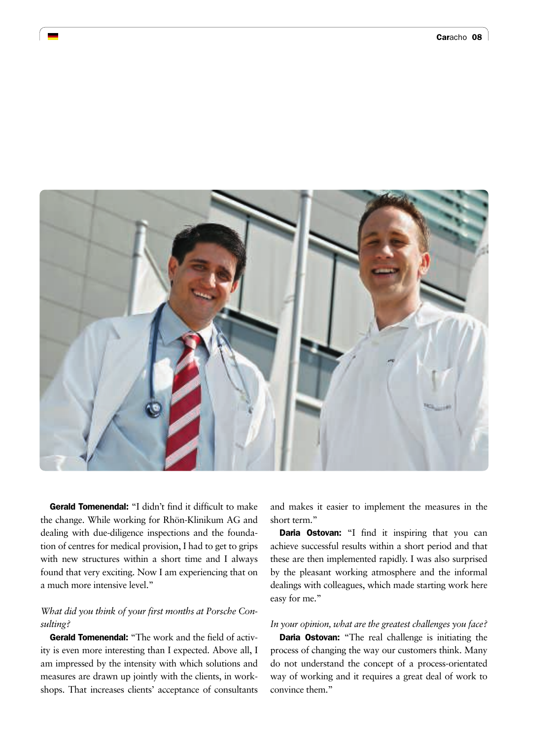**Gerald Tomenendal:** "I didn't find it difficult to make the change. While working for Rhön-Klinikum AG and dealing with due-diligence inspections and the foundation of centres for medical provision, I had to get to grips with new structures within a short time and I always found that very exciting. Now I am experiencing that on a much more intensive level."

*What did you think of your first months at Porsche Consulting?*

**Gerald Tomenendal:** "The work and the field of activity is even more interesting than I expected. Above all, I am impressed by the intensity with which solutions and measures are drawn up jointly with the clients, in workshops. That increases clients' acceptance of consultants and makes it easier to implement the measures in the short term."

**Daria Ostovan:** "I find it inspiring that you can achieve successful results within a short period and that these are then implemented rapidly. I was also surprised by the pleasant working atmosphere and the informal dealings with colleagues, which made starting work here easy for me."

*In your opinion, what are the greatest challenges you face?*

**Daria Ostovan:** "The real challenge is initiating the process of changing the way our customers think. Many do not understand the concept of a process-orientated way of working and it requires a great deal of work to convince them."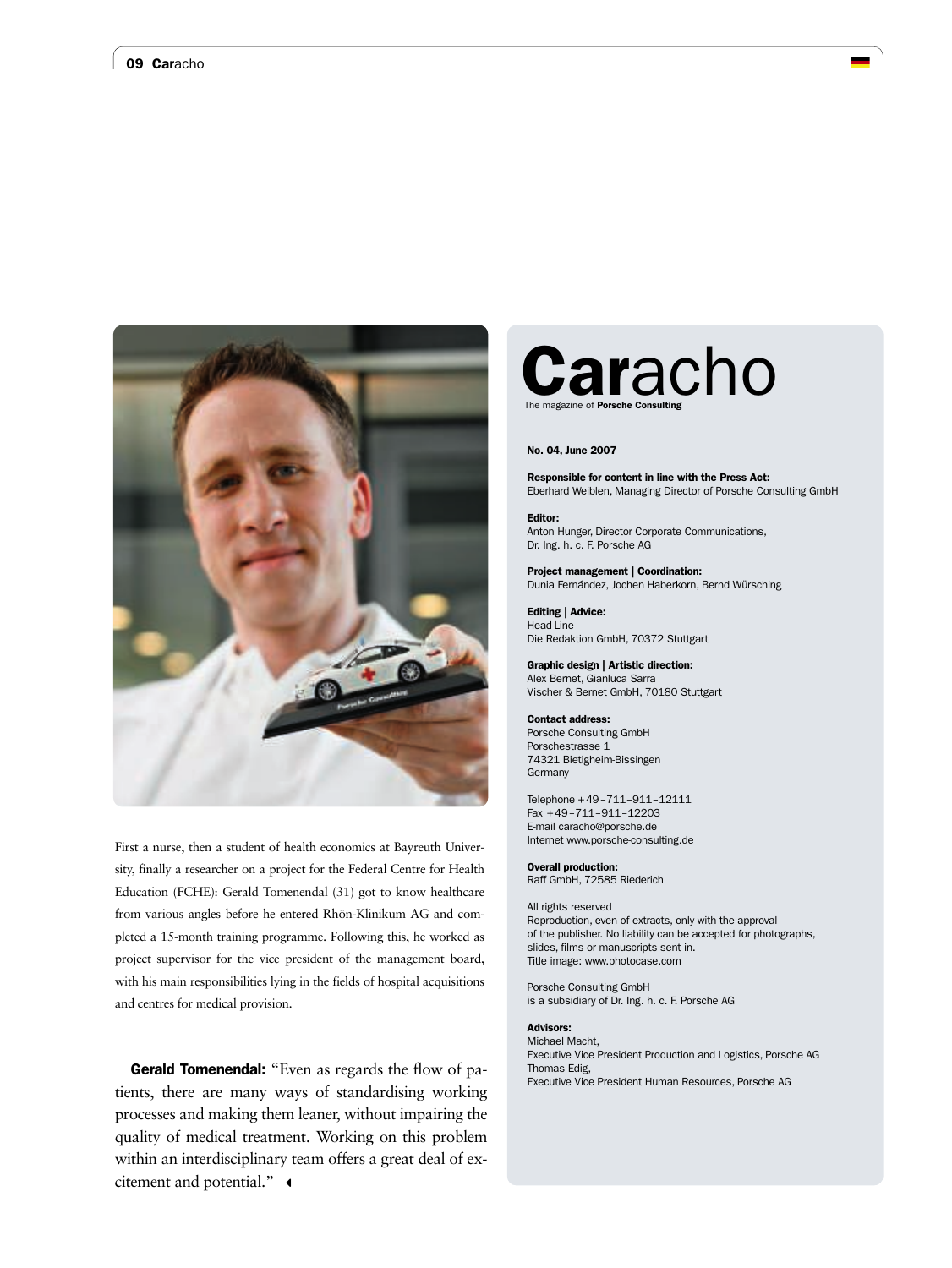First a nurse, then a student of health economics at Bayreuth University, finally a researcher on a project for the Federal Centre for Health Education (FCHE): Gerald Tomenendal (31) got to know healthcare from various angles before he entered Rhön-Klinikum AG and completed a 15-month training programme. Following this, he worked as project supervisor for the vice president of the management board, with his main responsibilities lying in the fields of hospital acquisitions and centres for medical provision.

**Gerald Tomenendal:** "Even as regards the flow of patients, there are many ways of standardising working processes and making them leaner, without impairing the quality of medical treatment. Working on this problem within an interdisciplinary team offers a great deal of excitement and potential."

# Caracho

The magazine of **Porsche Consulting**

**No. 04, June 2007**

**Responsible for content in line with the Press Act:**
Eberhard Weiblen, Managing Director of Porsche Consulting GmbH

**Editor:**
Anton Hunger, Director Corporate Communications,
Dr. Ing. h. c. F. Porsche AG

**Project management | Coordination:**
Dunia Fernández, Jochen Haberkorn, Bernd Würsching

**Editing | Advice:**
Head-Line
Die Redaktion GmbH, 70372 Stuttgart

**Graphic design | Artistic direction:**
Alex Bernet, Gianluca Sarra
Vischer & Bernet GmbH, 70180 Stuttgart

**Contact address:**
Porsche Consulting GmbH
Porschestrasse 1
74321 Bietigheim-Bissingen
Germany

Telephone +49-711-911-12111
Fax +49-711-911-12203
E-mail caracho@porsche.de
Internet www.porsche-consulting.de

**Overall production:**
Raff GmbH, 72585 Riederich

All rights reserved
Reproduction, even of extracts, only with the approval of the publisher. No liability can be accepted for photographs, slides, films or manuscripts sent in.
Title image: www.photocase.com

Porsche Consulting GmbH
is a subsidiary of Dr. Ing. h. c. F. Porsche AG

**Advisors:**
Michael Macht,
Executive Vice President Production and Logistics, Porsche AG
Thomas Edig,
Executive Vice President Human Resources, Porsche AG